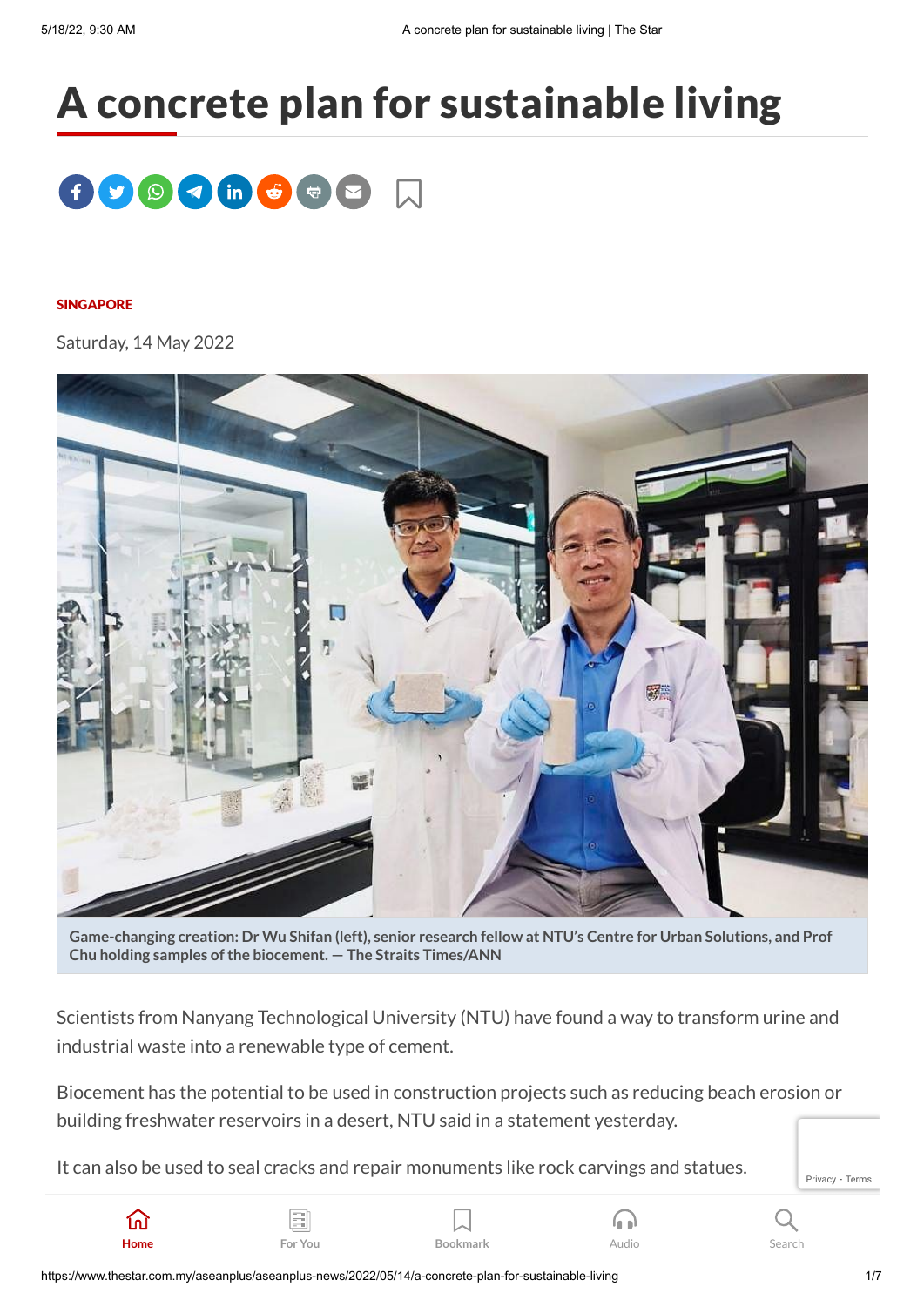# A concrete plan for sustainable living

SINGAPORE

Saturday, 14 May 2022

**Game-changing creation: Dr Wu Shifan (left), senior research fellow at NTU's Centre for Urban Solutions, and Prof Chu holding samples of the biocement. — The Straits Times/ANN**

Scientists from Nanyang Technological University (NTU) have found a way to transform urine and industrial waste into a renewable type of cement.

Biocement has the potential to be used in construction projects such as reducing beach erosion or building freshwater reservoirs in a desert, NTU said in a statement yesterday.

It can also be used to seal cracks and repair monuments like rock carvings and statues.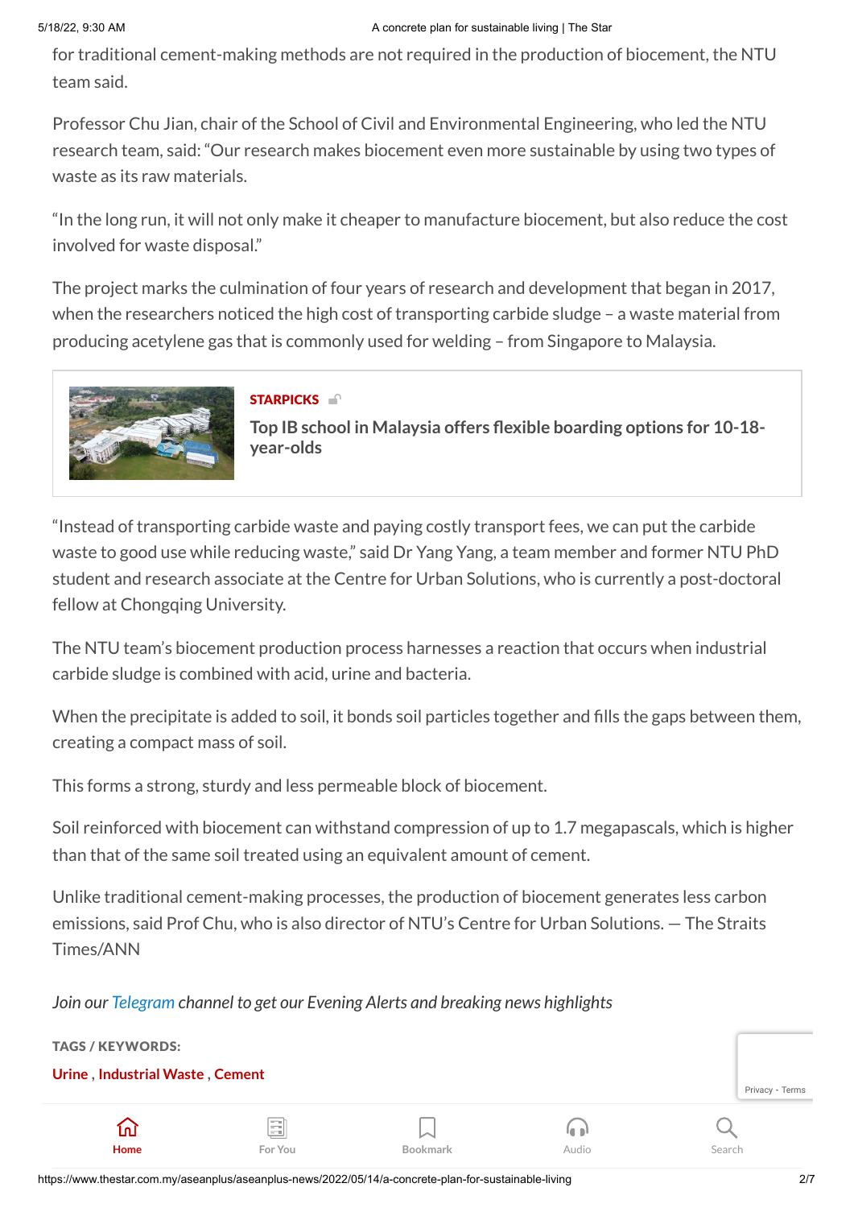for traditional cement-making methods are not required in the production of biocement, the NTU team said.

Professor Chu Jian, chair of the School of Civil and Environmental Engineering, who led the NTU research team, said: "Our research makes biocement even more sustainable by using two types of waste as its raw materials.

"In the long run, it will not only make it cheaper to manufacture biocement, but also reduce the cost involved for waste disposal."

The project marks the culmination of four years of research and development that began in 2017, when the researchers noticed the high cost of transporting carbide sludge – a waste material from producing acetylene gas that is commonly used for welding – from Singapore to Malaysia.

**STARPICKS**

**Top IB school in Malaysia offers flexible boarding options for 10-18-year-olds**

"Instead of transporting carbide waste and paying costly transport fees, we can put the carbide waste to good use while reducing waste," said Dr Yang Yang, a team member and former NTU PhD student and research associate at the Centre for Urban Solutions, who is currently a post-doctoral fellow at Chongqing University.

The NTU team's biocement production process harnesses a reaction that occurs when industrial carbide sludge is combined with acid, urine and bacteria.

When the precipitate is added to soil, it bonds soil particles together and fills the gaps between them, creating a compact mass of soil.

This forms a strong, sturdy and less permeable block of biocement.

Soil reinforced with biocement can withstand compression of up to 1.7 megapascals, which is higher than that of the same soil treated using an equivalent amount of cement.

Unlike traditional cement-making processes, the production of biocement generates less carbon emissions, said Prof Chu, who is also director of NTU's Centre for Urban Solutions. — The Straits Times/ANN

*Join our Telegram channel to get our Evening Alerts and breaking news highlights*

**TAGS / KEYWORDS:**

**Urine , Industrial Waste , Cement**